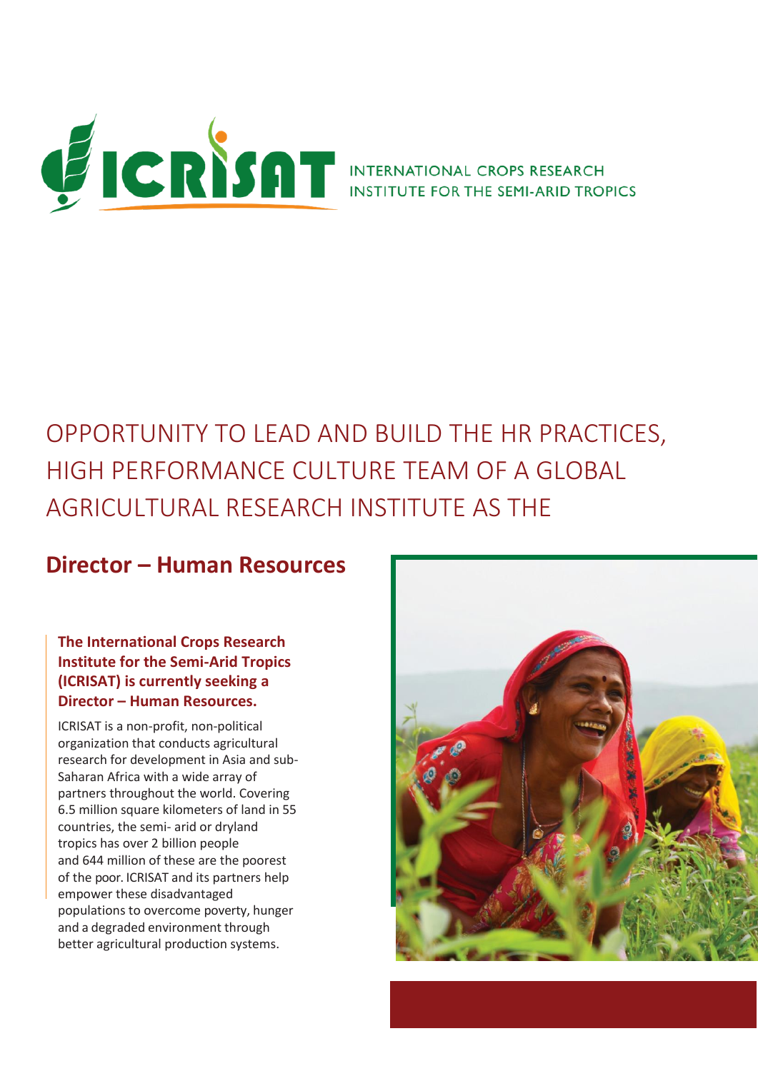ICRISAT

INTERNATIONAL CROPS RESEARCH INSTITUTE FOR THE SEMI-ARID TROPICS

# OPPORTUNITY TO LEAD AND BUILD THE HR PRACTICES, HIGH PERFORMANCE CULTURE TEAM OF A GLOBAL AGRICULTURAL RESEARCH INSTITUTE AS THE

## Director – Human Resources

**The International Crops Research Institute for the Semi-Arid Tropics (ICRISAT) is currently seeking a Director – Human Resources.**

ICRISAT is a non-profit, non-political organization that conducts agricultural research for development in Asia and sub-Saharan Africa with a wide array of partners throughout the world. Covering 6.5 million square kilometers of land in 55 countries, the semi- arid or dryland tropics has over 2 billion people and 644 million of these are the poorest of the poor. ICRISAT and its partners help empower these disadvantaged populations to overcome poverty, hunger and a degraded environment through better agricultural production systems.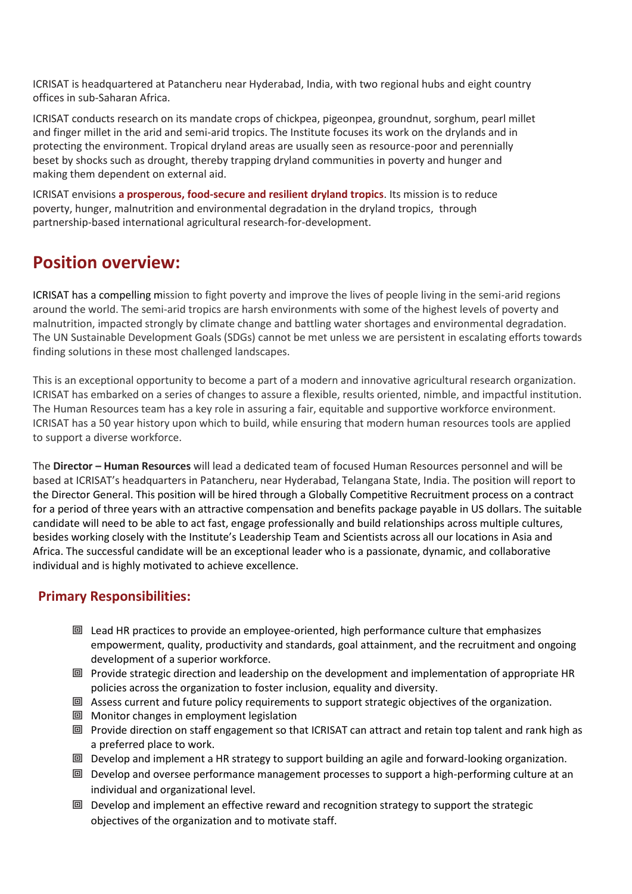ICRISAT is headquartered at Patancheru near Hyderabad, India, with two regional hubs and eight country offices in sub-Saharan Africa.

ICRISAT conducts research on its mandate crops of chickpea, pigeonpea, groundnut, sorghum, pearl millet and finger millet in the arid and semi-arid tropics. The Institute focuses its work on the drylands and in protecting the environment. Tropical dryland areas are usually seen as resource-poor and perennially beset by shocks such as drought, thereby trapping dryland communities in poverty and hunger and making them dependent on external aid.

ICRISAT envisions **a prosperous, food-secure and resilient dryland tropics**. Its mission is to reduce poverty, hunger, malnutrition and environmental degradation in the dryland tropics, through partnership-based international agricultural research-for-development.

## Position overview:

ICRISAT has a compelling mission to fight poverty and improve the lives of people living in the semi-arid regions around the world. The semi-arid tropics are harsh environments with some of the highest levels of poverty and malnutrition, impacted strongly by climate change and battling water shortages and environmental degradation. The UN Sustainable Development Goals (SDGs) cannot be met unless we are persistent in escalating efforts towards finding solutions in these most challenged landscapes.

This is an exceptional opportunity to become a part of a modern and innovative agricultural research organization. ICRISAT has embarked on a series of changes to assure a flexible, results oriented, nimble, and impactful institution. The Human Resources team has a key role in assuring a fair, equitable and supportive workforce environment. ICRISAT has a 50 year history upon which to build, while ensuring that modern human resources tools are applied to support a diverse workforce.

The **Director – Human Resources** will lead a dedicated team of focused Human Resources personnel and will be based at ICRISAT's headquarters in Patancheru, near Hyderabad, Telangana State, India. The position will report to the Director General. This position will be hired through a Globally Competitive Recruitment process on a contract for a period of three years with an attractive compensation and benefits package payable in US dollars. The suitable candidate will need to be able to act fast, engage professionally and build relationships across multiple cultures, besides working closely with the Institute's Leadership Team and Scientists across all our locations in Asia and Africa. The successful candidate will be an exceptional leader who is a passionate, dynamic, and collaborative individual and is highly motivated to achieve excellence.

### Primary Responsibilities:

- Lead HR practices to provide an employee-oriented, high performance culture that emphasizes empowerment, quality, productivity and standards, goal attainment, and the recruitment and ongoing development of a superior workforce.
- Provide strategic direction and leadership on the development and implementation of appropriate HR policies across the organization to foster inclusion, equality and diversity.
- Assess current and future policy requirements to support strategic objectives of the organization.
- Monitor changes in employment legislation
- Provide direction on staff engagement so that ICRISAT can attract and retain top talent and rank high as a preferred place to work.
- Develop and implement a HR strategy to support building an agile and forward-looking organization.
- Develop and oversee performance management processes to support a high-performing culture at an individual and organizational level.
- Develop and implement an effective reward and recognition strategy to support the strategic objectives of the organization and to motivate staff.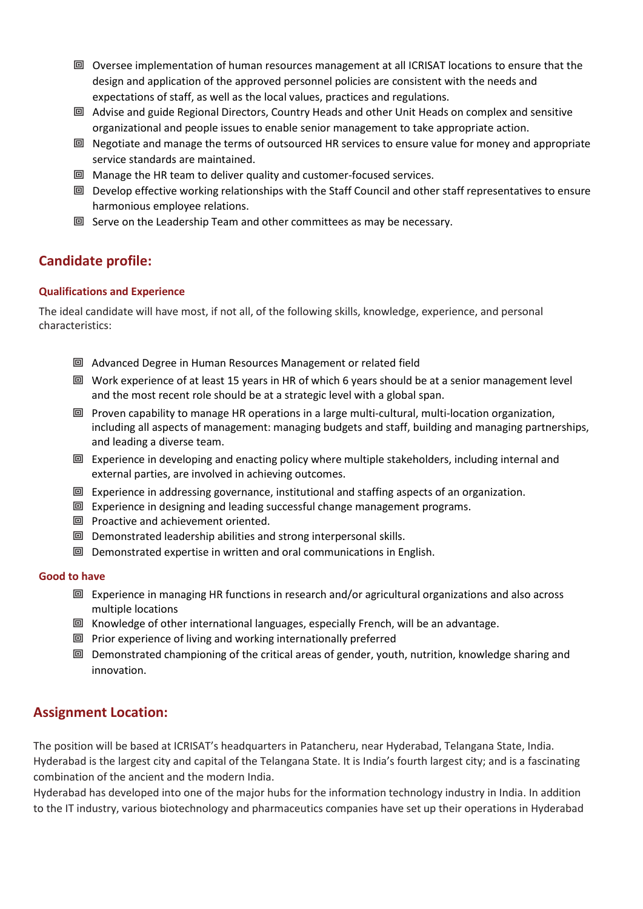- Oversee implementation of human resources management at all ICRISAT locations to ensure that the design and application of the approved personnel policies are consistent with the needs and expectations of staff, as well as the local values, practices and regulations.
- Advise and guide Regional Directors, Country Heads and other Unit Heads on complex and sensitive organizational and people issues to enable senior management to take appropriate action.
- Negotiate and manage the terms of outsourced HR services to ensure value for money and appropriate service standards are maintained.
- Manage the HR team to deliver quality and customer-focused services.
- Develop effective working relationships with the Staff Council and other staff representatives to ensure harmonious employee relations.
- Serve on the Leadership Team and other committees as may be necessary.

## Candidate profile:

### Qualifications and Experience

The ideal candidate will have most, if not all, of the following skills, knowledge, experience, and personal characteristics:

- Advanced Degree in Human Resources Management or related field
- Work experience of at least 15 years in HR of which 6 years should be at a senior management level and the most recent role should be at a strategic level with a global span.
- Proven capability to manage HR operations in a large multi-cultural, multi-location organization, including all aspects of management: managing budgets and staff, building and managing partnerships, and leading a diverse team.
- Experience in developing and enacting policy where multiple stakeholders, including internal and external parties, are involved in achieving outcomes.
- Experience in addressing governance, institutional and staffing aspects of an organization.
- Experience in designing and leading successful change management programs.
- Proactive and achievement oriented.
- Demonstrated leadership abilities and strong interpersonal skills.
- Demonstrated expertise in written and oral communications in English.

### Good to have

- Experience in managing HR functions in research and/or agricultural organizations and also across multiple locations
- Knowledge of other international languages, especially French, will be an advantage.
- Prior experience of living and working internationally preferred
- Demonstrated championing of the critical areas of gender, youth, nutrition, knowledge sharing and innovation.

## Assignment Location:

The position will be based at ICRISAT's headquarters in Patancheru, near Hyderabad, Telangana State, India. Hyderabad is the largest city and capital of the Telangana State. It is India's fourth largest city; and is a fascinating combination of the ancient and the modern India.
Hyderabad has developed into one of the major hubs for the information technology industry in India. In addition to the IT industry, various biotechnology and pharmaceutics companies have set up their operations in Hyderabad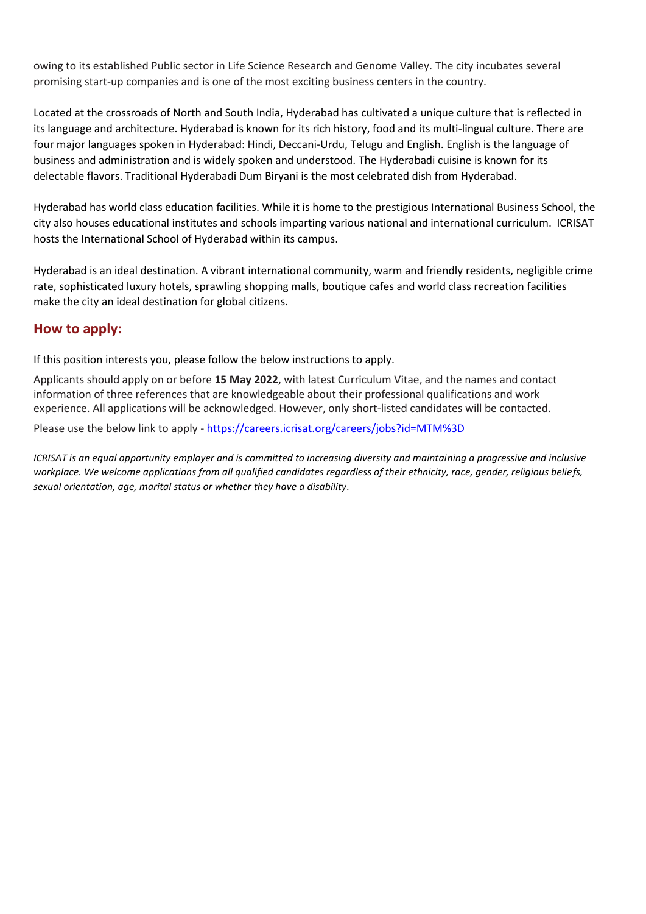owing to its established Public sector in Life Science Research and Genome Valley. The city incubates several promising start-up companies and is one of the most exciting business centers in the country.

Located at the crossroads of North and South India, Hyderabad has cultivated a unique culture that is reflected in its language and architecture. Hyderabad is known for its rich history, food and its multi-lingual culture. There are four major languages spoken in Hyderabad: Hindi, Deccani-Urdu, Telugu and English. English is the language of business and administration and is widely spoken and understood. The Hyderabadi cuisine is known for its delectable flavors. Traditional Hyderabadi Dum Biryani is the most celebrated dish from Hyderabad.

Hyderabad has world class education facilities. While it is home to the prestigious International Business School, the city also houses educational institutes and schools imparting various national and international curriculum. ICRISAT hosts the International School of Hyderabad within its campus.

Hyderabad is an ideal destination. A vibrant international community, warm and friendly residents, negligible crime rate, sophisticated luxury hotels, sprawling shopping malls, boutique cafes and world class recreation facilities make the city an ideal destination for global citizens.

## How to apply:

If this position interests you, please follow the below instructions to apply.

Applicants should apply on or before **15 May 2022**, with latest Curriculum Vitae, and the names and contact information of three references that are knowledgeable about their professional qualifications and work experience. All applications will be acknowledged. However, only short-listed candidates will be contacted.

Please use the below link to apply - https://careers.icrisat.org/careers/jobs?id=MTM%3D

*ICRISAT is an equal opportunity employer and is committed to increasing diversity and maintaining a progressive and inclusive workplace. We welcome applications from all qualified candidates regardless of their ethnicity, race, gender, religious beliefs, sexual orientation, age, marital status or whether they have a disability.*